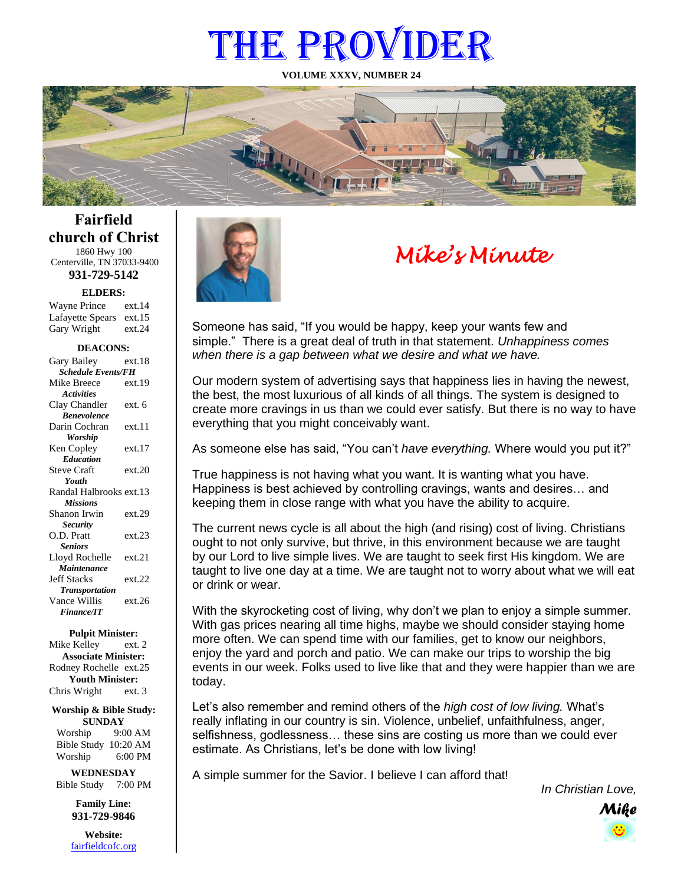# THE PROVIDER

**VOLUME XXXV, NUMBER 24**

## Fairfield church of Christ

1860 Hwy 100
Centerville, TN 37033-9400
**931-729-5142**

**ELDERS:**

| | |
|---|---|
| Wayne Prince | ext.14 |
| Lafayette Spears | ext.15 |
| Gary Wright | ext.24 |

**DEACONS:**

| | |
|---|---|
| Gary Bailey | ext.18 |
| ***Schedule Events/FH*** | |
| Mike Breece | ext.19 |
| ***Activities*** | |
| Clay Chandler | ext. 6 |
| ***Benevolence*** | |
| Darin Cochran | ext.11 |
| ***Worship*** | |
| Ken Copley | ext.17 |
| ***Education*** | |
| Steve Craft | ext.20 |
| ***Youth*** | |
| Randal Halbrooks | ext.13 |
| ***Missions*** | |
| Shanon Irwin | ext.29 |
| ***Security*** | |
| O.D. Pratt | ext.23 |
| ***Seniors*** | |
| Lloyd Rochelle | ext.21 |
| ***Maintenance*** | |
| Jeff Stacks | ext.22 |
| ***Transportation*** | |
| Vance Willis | ext.26 |
| ***Finance/IT*** | |

**Pulpit Minister:**
Mike Kelley ext. 2
**Associate Minister:**
Rodney Rochelle ext.25
**Youth Minister:**
Chris Wright ext. 3

**Worship & Bible Study:**
**SUNDAY**
Worship 9:00 AM
Bible Study 10:20 AM
Worship 6:00 PM

**WEDNESDAY**
Bible Study 7:00 PM

**Family Line:**
**931-729-9846**

**Website:**
fairfieldcofc.org

## *Mike's Minute*

Someone has said, "If you would be happy, keep your wants few and simple." There is a great deal of truth in that statement. *Unhappiness comes when there is a gap between what we desire and what we have.*

Our modern system of advertising says that happiness lies in having the newest, the best, the most luxurious of all kinds of all things. The system is designed to create more cravings in us than we could ever satisfy. But there is no way to have everything that you might conceivably want.

As someone else has said, "You can't *have everything.* Where would you put it?"

True happiness is not having what you want. It is wanting what you have. Happiness is best achieved by controlling cravings, wants and desires… and keeping them in close range with what you have the ability to acquire.

The current news cycle is all about the high (and rising) cost of living. Christians ought to not only survive, but thrive, in this environment because we are taught by our Lord to live simple lives. We are taught to seek first His kingdom. We are taught to live one day at a time. We are taught not to worry about what we will eat or drink or wear.

With the skyrocketing cost of living, why don't we plan to enjoy a simple summer. With gas prices nearing all time highs, maybe we should consider staying home more often. We can spend time with our families, get to know our neighbors, enjoy the yard and porch and patio. We can make our trips to worship the big events in our week. Folks used to live like that and they were happier than we are today.

Let's also remember and remind others of the *high cost of low living.* What's really inflating in our country is sin. Violence, unbelief, unfaithfulness, anger, selfishness, godlessness… these sins are costing us more than we could ever estimate. As Christians, let's be done with low living!

A simple summer for the Savior. I believe I can afford that!

*In Christian Love,*

***Mike***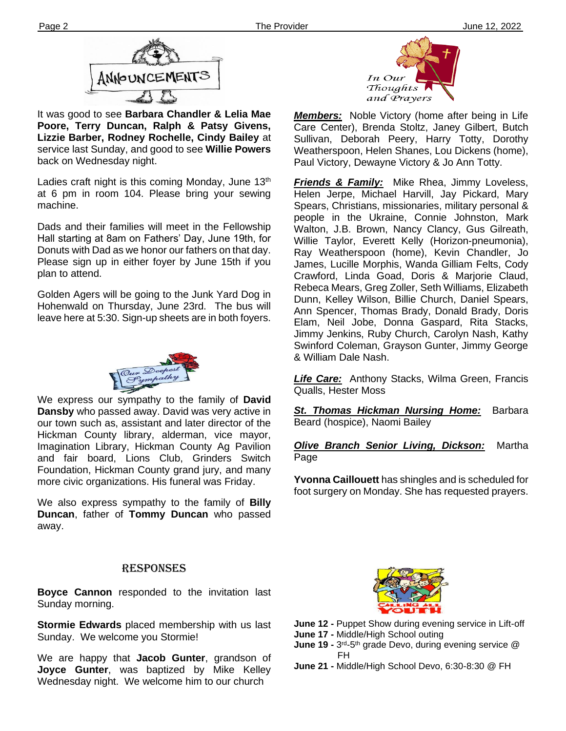## Announcements

It was good to see **Barbara Chandler & Lelia Mae Poore, Terry Duncan, Ralph & Patsy Givens, Lizzie Barber, Rodney Rochelle, Cindy Bailey** at service last Sunday, and good to see **Willie Powers** back on Wednesday night.

Ladies craft night is this coming Monday, June 13th at 6 pm in room 104. Please bring your sewing machine.

Dads and their families will meet in the Fellowship Hall starting at 8am on Fathers' Day, June 19th, for Donuts with Dad as we honor our fathers on that day. Please sign up in either foyer by June 15th if you plan to attend.

Golden Agers will be going to the Junk Yard Dog in Hohenwald on Thursday, June 23rd. The bus will leave here at 5:30. Sign-up sheets are in both foyers.

## Our Deepest Sympathy

We express our sympathy to the family of **David Dansby** who passed away. David was very active in our town such as, assistant and later director of the Hickman County library, alderman, vice mayor, Imagination Library, Hickman County Ag Pavilion and fair board, Lions Club, Grinders Switch Foundation, Hickman County grand jury, and many more civic organizations. His funeral was Friday.

We also express sympathy to the family of **Billy Duncan**, father of **Tommy Duncan** who passed away.

## In Our Thoughts and Prayers

***Members:*** Noble Victory (home after being in Life Care Center), Brenda Stoltz, Janey Gilbert, Butch Sullivan, Deborah Peery, Harry Totty, Dorothy Weatherspoon, Helen Shanes, Lou Dickens (home), Paul Victory, Dewayne Victory & Jo Ann Totty.

***Friends & Family:*** Mike Rhea, Jimmy Loveless, Helen Jerpe, Michael Harvill, Jay Pickard, Mary Spears, Christians, missionaries, military personal & people in the Ukraine, Connie Johnston, Mark Walton, J.B. Brown, Nancy Clancy, Gus Gilreath, Willie Taylor, Everett Kelly (Horizon-pneumonia), Ray Weatherspoon (home), Kevin Chandler, Jo James, Lucille Morphis, Wanda Gilliam Felts, Cody Crawford, Linda Goad, Doris & Marjorie Claud, Rebeca Mears, Greg Zoller, Seth Williams, Elizabeth Dunn, Kelley Wilson, Billie Church, Daniel Spears, Ann Spencer, Thomas Brady, Donald Brady, Doris Elam, Neil Jobe, Donna Gaspard, Rita Stacks, Jimmy Jenkins, Ruby Church, Carolyn Nash, Kathy Swinford Coleman, Grayson Gunter, Jimmy George & William Dale Nash.

***Life Care:*** Anthony Stacks, Wilma Green, Francis Qualls, Hester Moss

***St. Thomas Hickman Nursing Home:*** Barbara Beard (hospice), Naomi Bailey

***Olive Branch Senior Living, Dickson:*** Martha Page

**Yvonna Caillouett** has shingles and is scheduled for foot surgery on Monday. She has requested prayers.

## Responses

**Boyce Cannon** responded to the invitation last Sunday morning.

**Stormie Edwards** placed membership with us last Sunday. We welcome you Stormie!

We are happy that **Jacob Gunter**, grandson of **Joyce Gunter**, was baptized by Mike Kelley Wednesday night. We welcome him to our church

## Calling All Youth

**June 12 -** Puppet Show during evening service in Lift-off
**June 17 -** Middle/High School outing
**June 19 -** 3rd-5th grade Devo, during evening service @ FH
**June 21 -** Middle/High School Devo, 6:30-8:30 @ FH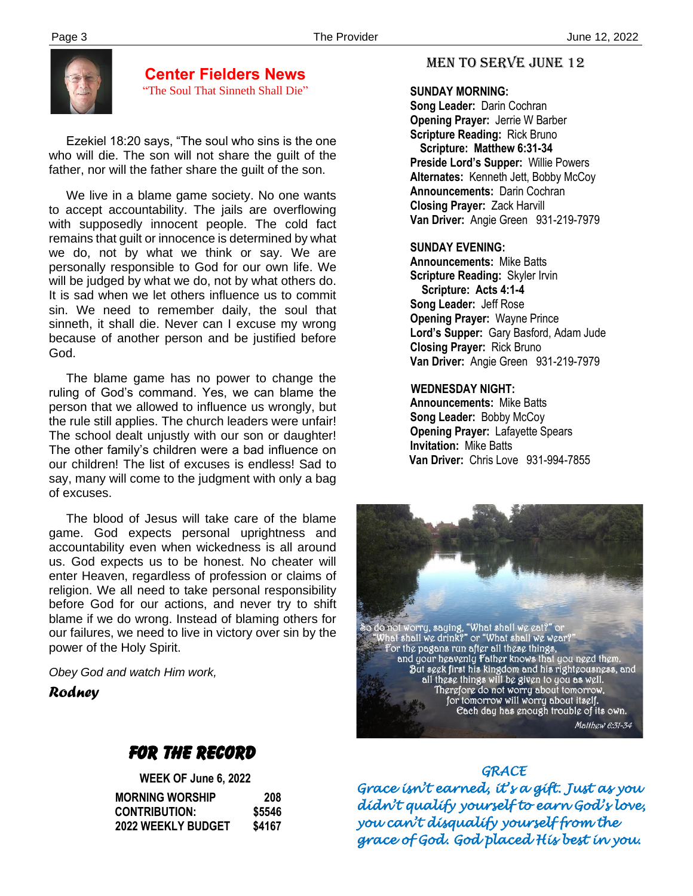## Center Fielders News

"The Soul That Sinneth Shall Die"

Ezekiel 18:20 says, "The soul who sins is the one who will die. The son will not share the guilt of the father, nor will the father share the guilt of the son.

We live in a blame game society. No one wants to accept accountability. The jails are overflowing with supposedly innocent people. The cold fact remains that guilt or innocence is determined by what we do, not by what we think or say. We are personally responsible to God for our own life. We will be judged by what we do, not by what others do. It is sad when we let others influence us to commit sin. We need to remember daily, the soul that sinneth, it shall die. Never can I excuse my wrong because of another person and be justified before God.

The blame game has no power to change the ruling of God's command. Yes, we can blame the person that we allowed to influence us wrongly, but the rule still applies. The church leaders were unfair! The school dealt unjustly with our son or daughter! The other family's children were a bad influence on our children! The list of excuses is endless! Sad to say, many will come to the judgment with only a bag of excuses.

The blood of Jesus will take care of the blame game. God expects personal uprightness and accountability even when wickedness is all around us. God expects us to be honest. No cheater will enter Heaven, regardless of profession or claims of religion. We all need to take personal responsibility before God for our actions, and never try to shift blame if we do wrong. Instead of blaming others for our failures, we need to live in victory over sin by the power of the Holy Spirit.

*Obey God and watch Him work,*

***Rodney***

## FOR THE RECORD

**WEEK OF June 6, 2022**

| | |
|---|---|
| **MORNING WORSHIP** | **208** |
| **CONTRIBUTION:** | **$5546** |
| **2022 WEEKLY BUDGET** | **$4167** |

## MEN TO SERVE JUNE 12

**SUNDAY MORNING:**
**Song Leader:** Darin Cochran
**Opening Prayer:** Jerrie W Barber
**Scripture Reading:** Rick Bruno
**Scripture: Matthew 6:31-34**
**Preside Lord's Supper:** Willie Powers
**Alternates:** Kenneth Jett, Bobby McCoy
**Announcements:** Darin Cochran
**Closing Prayer:** Zack Harvill
**Van Driver:** Angie Green 931-219-7979

**SUNDAY EVENING:**
**Announcements:** Mike Batts
**Scripture Reading:** Skyler Irvin
**Scripture: Acts 4:1-4**
**Song Leader:** Jeff Rose
**Opening Prayer:** Wayne Prince
**Lord's Supper:** Gary Basford, Adam Jude
**Closing Prayer:** Rick Bruno
**Van Driver:** Angie Green 931-219-7979

**WEDNESDAY NIGHT:**
**Announcements:** Mike Batts
**Song Leader:** Bobby McCoy
**Opening Prayer:** Lafayette Spears
**Invitation:** Mike Batts
**Van Driver:** Chris Love 931-994-7855

So do not worry, saying, "What shall we eat?" or "What shall we drink?" or "What shall we wear?" For the pagans run after all these things, and your heavenly Father knows that you need them. But seek first his kingdom and his righteousness, and all these things will be given to you as well. Therefore do not worry about tomorrow, for tomorrow will worry about itself. Each day has enough trouble of its own.

*Matthew 6:31-34*

### *GRACE*

*Grace isn't earned, it's a gift. Just as you didn't qualify yourself to earn God's love, you can't disqualify yourself from the grace of God. God placed His best in you.*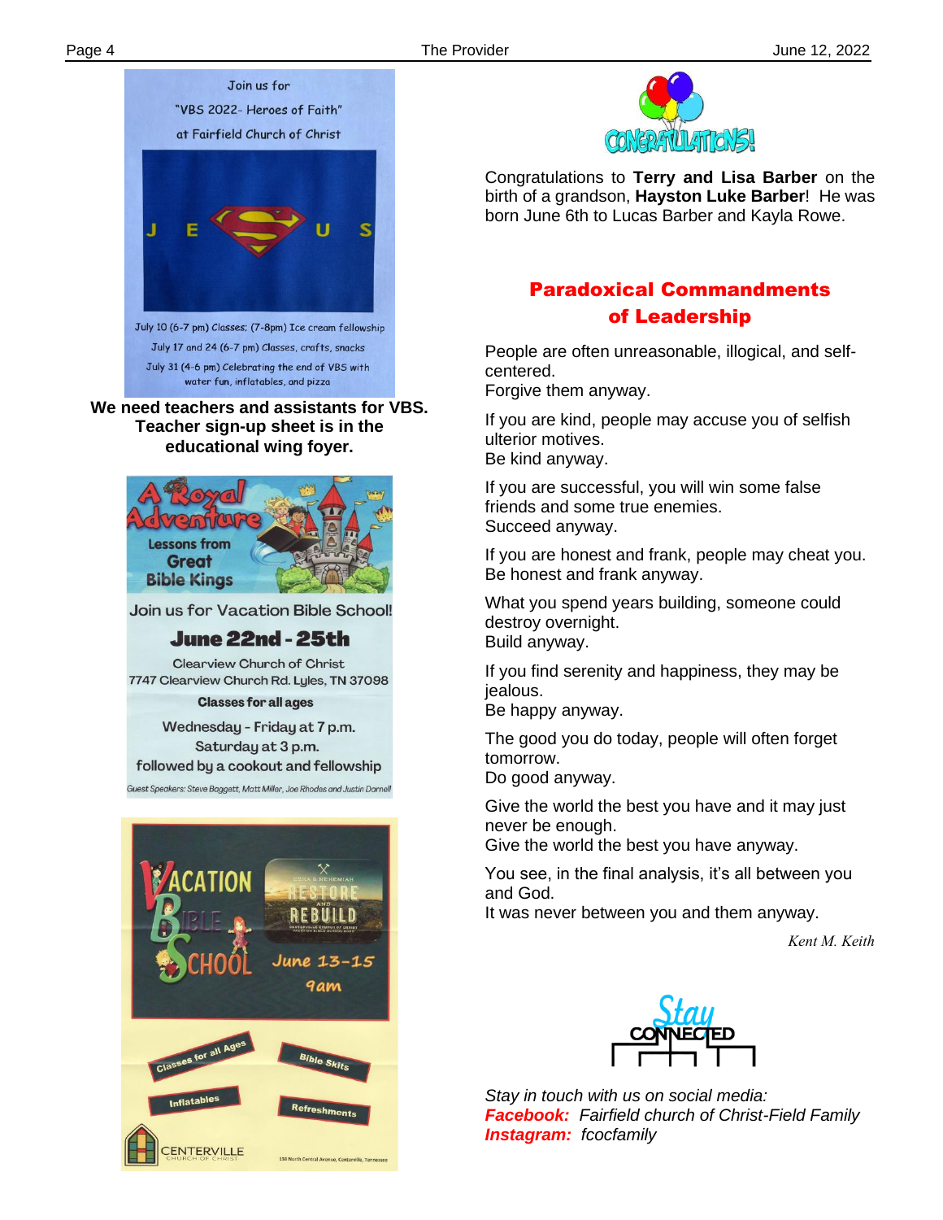Join us for

"VBS 2022- Heroes of Faith"

at Fairfield Church of Christ

J E S U S

July 10 (6-7 pm) Classes; (7-8pm) Ice cream fellowship

July 17 and 24 (6-7 pm) Classes, crafts, snacks

July 31 (4-6 pm) Celebrating the end of VBS with water fun, inflatables, and pizza

**We need teachers and assistants for VBS. Teacher sign-up sheet is in the educational wing foyer.**

A Royal Adventure

Lessons from Great Bible Kings

Join us for Vacation Bible School!

**June 22nd - 25th**

Clearview Church of Christ

7747 Clearview Church Rd. Lyles, TN 37098

**Classes for all ages**

Wednesday - Friday at 7 p.m.

Saturday at 3 p.m.

followed by a cookout and fellowship

*Guest Speakers: Steve Baggett, Matt Miller, Joe Rhodes and Justin Darnell*

Vacation Bible School

Ezra & Nehemiah

Restore and Rebuild

June 13-15

9am

Classes for all Ages

Bible Skits

Inflatables

Refreshments

CENTERVILLE CHURCH OF CHRIST

150 North Central Avenue, Centerville, Tennessee

CONGRATULATIONS!

Congratulations to **Terry and Lisa Barber** on the birth of a grandson, **Hayston Luke Barber**! He was born June 6th to Lucas Barber and Kayla Rowe.

## Paradoxical Commandments of Leadership

People are often unreasonable, illogical, and self-centered.
Forgive them anyway.

If you are kind, people may accuse you of selfish ulterior motives.
Be kind anyway.

If you are successful, you will win some false friends and some true enemies.
Succeed anyway.

If you are honest and frank, people may cheat you.
Be honest and frank anyway.

What you spend years building, someone could destroy overnight.
Build anyway.

If you find serenity and happiness, they may be jealous.
Be happy anyway.

The good you do today, people will often forget tomorrow.
Do good anyway.

Give the world the best you have and it may just never be enough.
Give the world the best you have anyway.

You see, in the final analysis, it's all between you and God.
It was never between you and them anyway.

*Kent M. Keith*

Stay CONNECTED

*Stay in touch with us on social media:*
***Facebook:*** *Fairfield church of Christ-Field Family*
***Instagram:*** *fcocfamily*